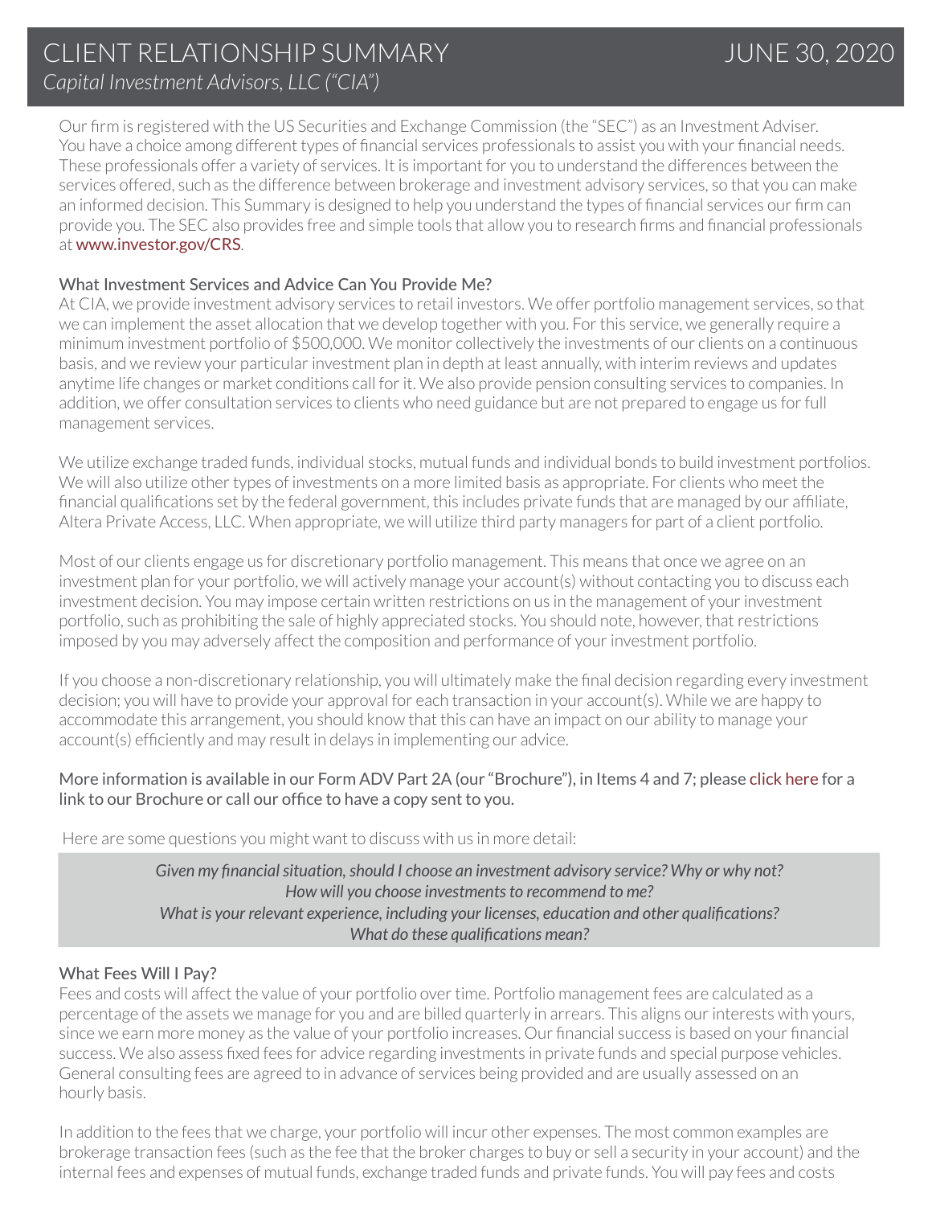# CLIENT RELATIONSHIP SUMMARY — JUNE 30, 2020

*Capital Investment Advisors, LLC ("CIA")*

Our firm is registered with the US Securities and Exchange Commission (the "SEC") as an Investment Adviser. You have a choice among different types of financial services professionals to assist you with your financial needs. These professionals offer a variety of services. It is important for you to understand the differences between the services offered, such as the difference between brokerage and investment advisory services, so that you can make an informed decision. This Summary is designed to help you understand the types of financial services our firm can provide you. The SEC also provides free and simple tools that allow you to research firms and financial professionals at www.investor.gov/CRS.

## What Investment Services and Advice Can You Provide Me?

At CIA, we provide investment advisory services to retail investors. We offer portfolio management services, so that we can implement the asset allocation that we develop together with you. For this service, we generally require a minimum investment portfolio of $500,000. We monitor collectively the investments of our clients on a continuous basis, and we review your particular investment plan in depth at least annually, with interim reviews and updates anytime life changes or market conditions call for it. We also provide pension consulting services to companies. In addition, we offer consultation services to clients who need guidance but are not prepared to engage us for full management services.

We utilize exchange traded funds, individual stocks, mutual funds and individual bonds to build investment portfolios. We will also utilize other types of investments on a more limited basis as appropriate. For clients who meet the financial qualifications set by the federal government, this includes private funds that are managed by our affiliate, Altera Private Access, LLC. When appropriate, we will utilize third party managers for part of a client portfolio.

Most of our clients engage us for discretionary portfolio management. This means that once we agree on an investment plan for your portfolio, we will actively manage your account(s) without contacting you to discuss each investment decision. You may impose certain written restrictions on us in the management of your investment portfolio, such as prohibiting the sale of highly appreciated stocks. You should note, however, that restrictions imposed by you may adversely affect the composition and performance of your investment portfolio.

If you choose a non-discretionary relationship, you will ultimately make the final decision regarding every investment decision; you will have to provide your approval for each transaction in your account(s). While we are happy to accommodate this arrangement, you should know that this can have an impact on our ability to manage your account(s) efficiently and may result in delays in implementing our advice.

More information is available in our Form ADV Part 2A (our "Brochure"), in Items 4 and 7; please click here for a link to our Brochure or call our office to have a copy sent to you.

Here are some questions you might want to discuss with us in more detail:

> *Given my financial situation, should I choose an investment advisory service? Why or why not?*
> *How will you choose investments to recommend to me?*
> *What is your relevant experience, including your licenses, education and other qualifications?*
> *What do these qualifications mean?*

## What Fees Will I Pay?

Fees and costs will affect the value of your portfolio over time. Portfolio management fees are calculated as a percentage of the assets we manage for you and are billed quarterly in arrears. This aligns our interests with yours, since we earn more money as the value of your portfolio increases. Our financial success is based on your financial success. We also assess fixed fees for advice regarding investments in private funds and special purpose vehicles. General consulting fees are agreed to in advance of services being provided and are usually assessed on an hourly basis.

In addition to the fees that we charge, your portfolio will incur other expenses. The most common examples are brokerage transaction fees (such as the fee that the broker charges to buy or sell a security in your account) and the internal fees and expenses of mutual funds, exchange traded funds and private funds. You will pay fees and costs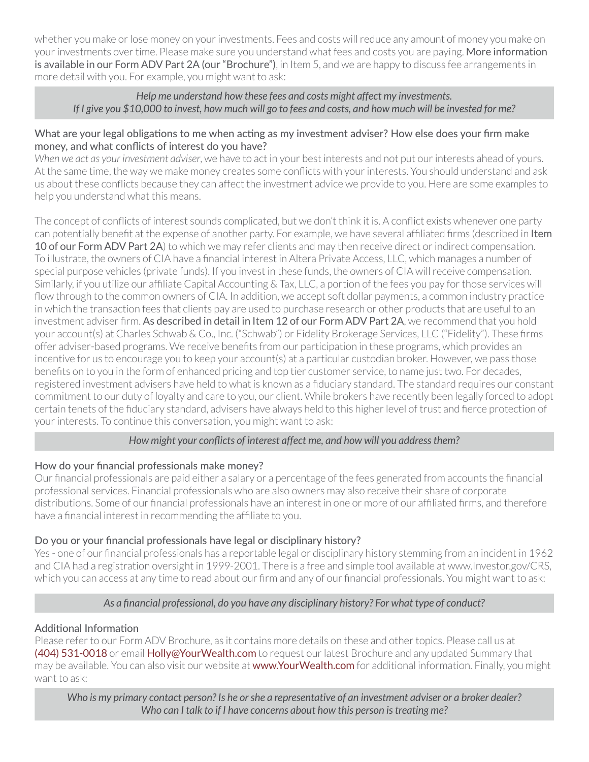whether you make or lose money on your investments. Fees and costs will reduce any amount of money you make on your investments over time. Please make sure you understand what fees and costs you are paying. More information is available in our Form ADV Part 2A (our "Brochure"), in Item 5, and we are happy to discuss fee arrangements in more detail with you. For example, you might want to ask:

> *Help me understand how these fees and costs might affect my investments.*
> *If I give you $10,000 to invest, how much will go to fees and costs, and how much will be invested for me?*

### What are your legal obligations to me when acting as my investment adviser? How else does your firm make money, and what conflicts of interest do you have?

*When we act as your investment adviser*, we have to act in your best interests and not put our interests ahead of yours. At the same time, the way we make money creates some conflicts with your interests. You should understand and ask us about these conflicts because they can affect the investment advice we provide to you. Here are some examples to help you understand what this means.

The concept of conflicts of interest sounds complicated, but we don't think it is. A conflict exists whenever one party can potentially benefit at the expense of another party. For example, we have several affiliated firms (described in Item 10 of our Form ADV Part 2A) to which we may refer clients and may then receive direct or indirect compensation. To illustrate, the owners of CIA have a financial interest in Altera Private Access, LLC, which manages a number of special purpose vehicles (private funds). If you invest in these funds, the owners of CIA will receive compensation. Similarly, if you utilize our affiliate Capital Accounting & Tax, LLC, a portion of the fees you pay for those services will flow through to the common owners of CIA. In addition, we accept soft dollar payments, a common industry practice in which the transaction fees that clients pay are used to purchase research or other products that are useful to an investment adviser firm. As described in detail in Item 12 of our Form ADV Part 2A, we recommend that you hold your account(s) at Charles Schwab & Co., Inc. ("Schwab") or Fidelity Brokerage Services, LLC ("Fidelity"). These firms offer adviser-based programs. We receive benefits from our participation in these programs, which provides an incentive for us to encourage you to keep your account(s) at a particular custodian broker. However, we pass those benefits on to you in the form of enhanced pricing and top tier customer service, to name just two. For decades, registered investment advisers have held to what is known as a fiduciary standard. The standard requires our constant commitment to our duty of loyalty and care to you, our client. While brokers have recently been legally forced to adopt certain tenets of the fiduciary standard, advisers have always held to this higher level of trust and fierce protection of your interests. To continue this conversation, you might want to ask:

> *How might your conflicts of interest affect me, and how will you address them?*

### How do your financial professionals make money?

Our financial professionals are paid either a salary or a percentage of the fees generated from accounts the financial professional services. Financial professionals who are also owners may also receive their share of corporate distributions. Some of our financial professionals have an interest in one or more of our affiliated firms, and therefore have a financial interest in recommending the affiliate to you.

### Do you or your financial professionals have legal or disciplinary history?

Yes - one of our financial professionals has a reportable legal or disciplinary history stemming from an incident in 1962 and CIA had a registration oversight in 1999-2001. There is a free and simple tool available at www.Investor.gov/CRS, which you can access at any time to read about our firm and any of our financial professionals. You might want to ask:

> *As a financial professional, do you have any disciplinary history? For what type of conduct?*

### Additional Information

Please refer to our Form ADV Brochure, as it contains more details on these and other topics. Please call us at (404) 531-0018 or email Holly@YourWealth.com to request our latest Brochure and any updated Summary that may be available. You can also visit our website at www.YourWealth.com for additional information. Finally, you might want to ask:

> *Who is my primary contact person? Is he or she a representative of an investment adviser or a broker dealer?*
> *Who can I talk to if I have concerns about how this person is treating me?*